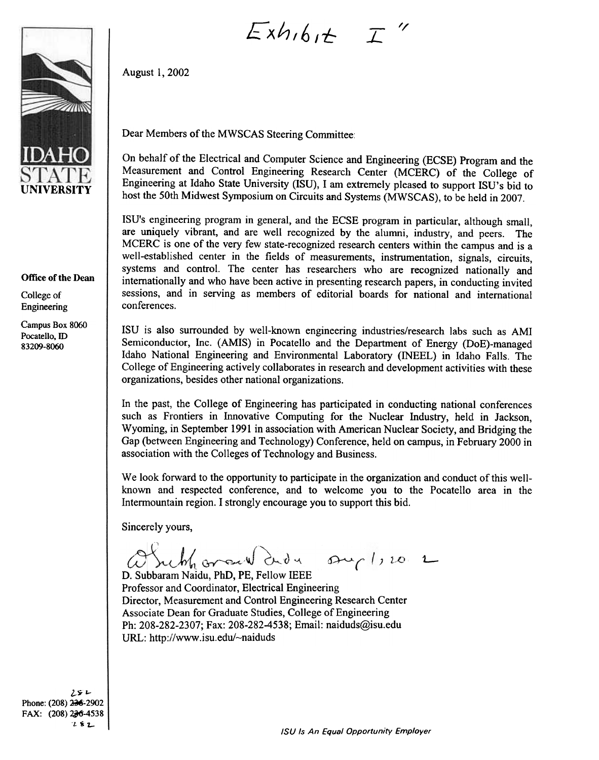Exhibit I"

IDAHO STATE UNIVERSITY

**Office of the Dean**

College of Engineering

Campus Box 8060
Pocatello, ID
83209-8060

August 1, 2002

Dear Members of the MWSCAS Steering Committee:

On behalf of the Electrical and Computer Science and Engineering (ECSE) Program and the Measurement and Control Engineering Research Center (MCERC) of the College of Engineering at Idaho State University (ISU), I am extremely pleased to support ISU's bid to host the 50th Midwest Symposium on Circuits and Systems (MWSCAS), to be held in 2007.

ISU's engineering program in general, and the ECSE program in particular, although small, are uniquely vibrant, and are well recognized by the alumni, industry, and peers. The MCERC is one of the very few state-recognized research centers within the campus and is a well-established center in the fields of measurements, instrumentation, signals, circuits, systems and control. The center has researchers who are recognized nationally and internationally and who have been active in presenting research papers, in conducting invited sessions, and in serving as members of editorial boards for national and international conferences.

ISU is also surrounded by well-known engineering industries/research labs such as AMI Semiconductor, Inc. (AMIS) in Pocatello and the Department of Energy (DoE)-managed Idaho National Engineering and Environmental Laboratory (INEEL) in Idaho Falls. The College of Engineering actively collaborates in research and development activities with these organizations, besides other national organizations.

In the past, the College of Engineering has participated in conducting national conferences such as Frontiers in Innovative Computing for the Nuclear Industry, held in Jackson, Wyoming, in September 1991 in association with American Nuclear Society, and Bridging the Gap (between Engineering and Technology) Conference, held on campus, in February 2000 in association with the Colleges of Technology and Business.

We look forward to the opportunity to participate in the organization and conduct of this well-known and respected conference, and to welcome you to the Pocatello area in the Intermountain region. I strongly encourage you to support this bid.

Sincerely yours,

D. Subbaram Naidu Aug 1, 2002

D. Subbaram Naidu, PhD, PE, Fellow IEEE
Professor and Coordinator, Electrical Engineering
Director, Measurement and Control Engineering Research Center
Associate Dean for Graduate Studies, College of Engineering
Ph: 208-282-2307; Fax: 208-282-4538; Email: naiduds@isu.edu
URL: http://www.isu.edu/~naiduds

Phone: (208) ~~236~~ 282-2902
FAX: (208) ~~236~~ 282-4538

*ISU Is An Equal Opportunity Employer*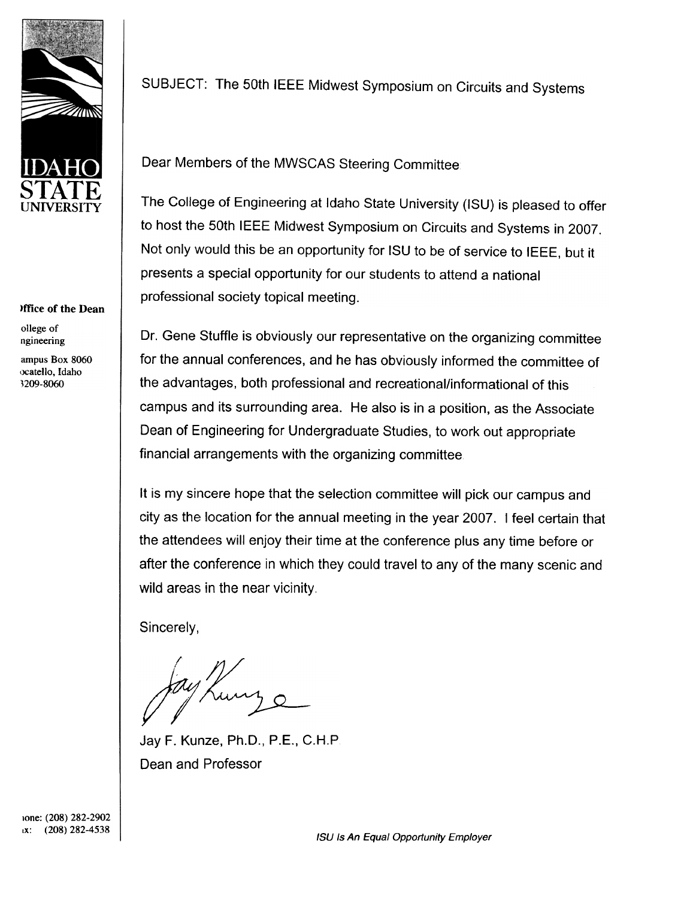IDAHO STATE UNIVERSITY

**Office of the Dean**

College of Engineering

Campus Box 8060
Pocatello, Idaho
83209-8060

Phone: (208) 282-2902
Fax: (208) 282-4538

SUBJECT: The 50th IEEE Midwest Symposium on Circuits and Systems

Dear Members of the MWSCAS Steering Committee.

The College of Engineering at Idaho State University (ISU) is pleased to offer to host the 50th IEEE Midwest Symposium on Circuits and Systems in 2007. Not only would this be an opportunity for ISU to be of service to IEEE, but it presents a special opportunity for our students to attend a national professional society topical meeting.

Dr. Gene Stuffle is obviously our representative on the organizing committee for the annual conferences, and he has obviously informed the committee of the advantages, both professional and recreational/informational of this campus and its surrounding area. He also is in a position, as the Associate Dean of Engineering for Undergraduate Studies, to work out appropriate financial arrangements with the organizing committee.

It is my sincere hope that the selection committee will pick our campus and city as the location for the annual meeting in the year 2007. I feel certain that the attendees will enjoy their time at the conference plus any time before or after the conference in which they could travel to any of the many scenic and wild areas in the near vicinity.

Sincerely,

Jay F. Kunze, Ph.D., P.E., C.H.P.
Dean and Professor

*ISU Is An Equal Opportunity Employer*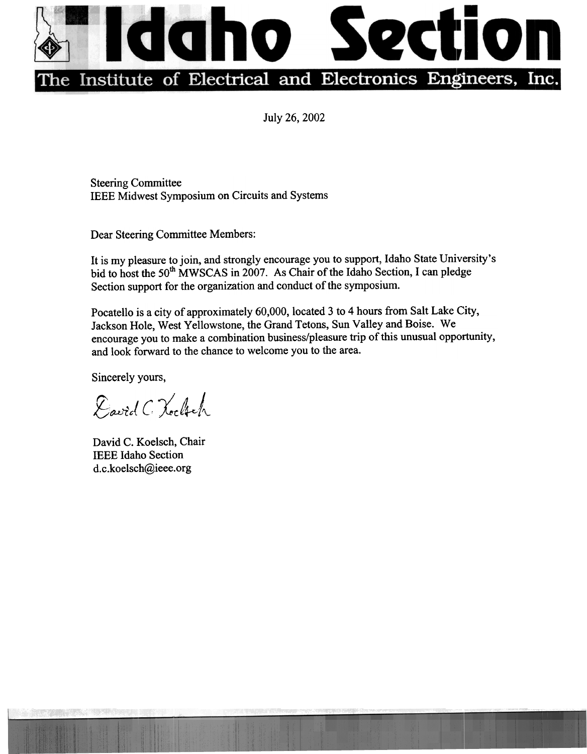# Idaho Section

The Institute of Electrical and Electronics Engineers, Inc.

July 26, 2002

Steering Committee
IEEE Midwest Symposium on Circuits and Systems

Dear Steering Committee Members:

It is my pleasure to join, and strongly encourage you to support, Idaho State University's bid to host the 50th MWSCAS in 2007. As Chair of the Idaho Section, I can pledge Section support for the organization and conduct of the symposium.

Pocatello is a city of approximately 60,000, located 3 to 4 hours from Salt Lake City, Jackson Hole, West Yellowstone, the Grand Tetons, Sun Valley and Boise. We encourage you to make a combination business/pleasure trip of this unusual opportunity, and look forward to the chance to welcome you to the area.

Sincerely yours,

David C. Koelsch

David C. Koelsch, Chair
IEEE Idaho Section
d.c.koelsch@ieee.org